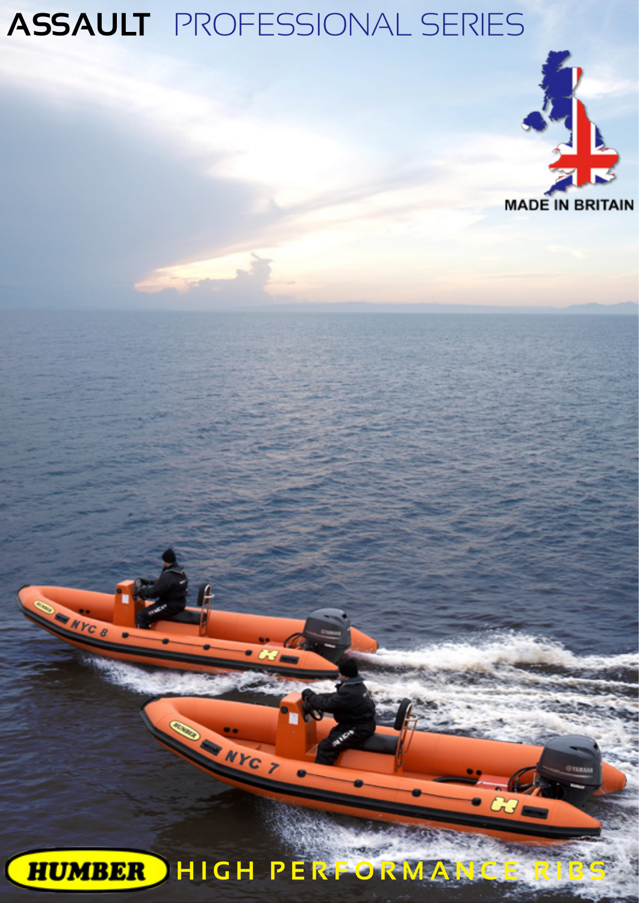# ASSAULT PROFESSIONAL SERIES

MADE IN BRITAIN

HUMBER HIGH PERFORMANCE RIBS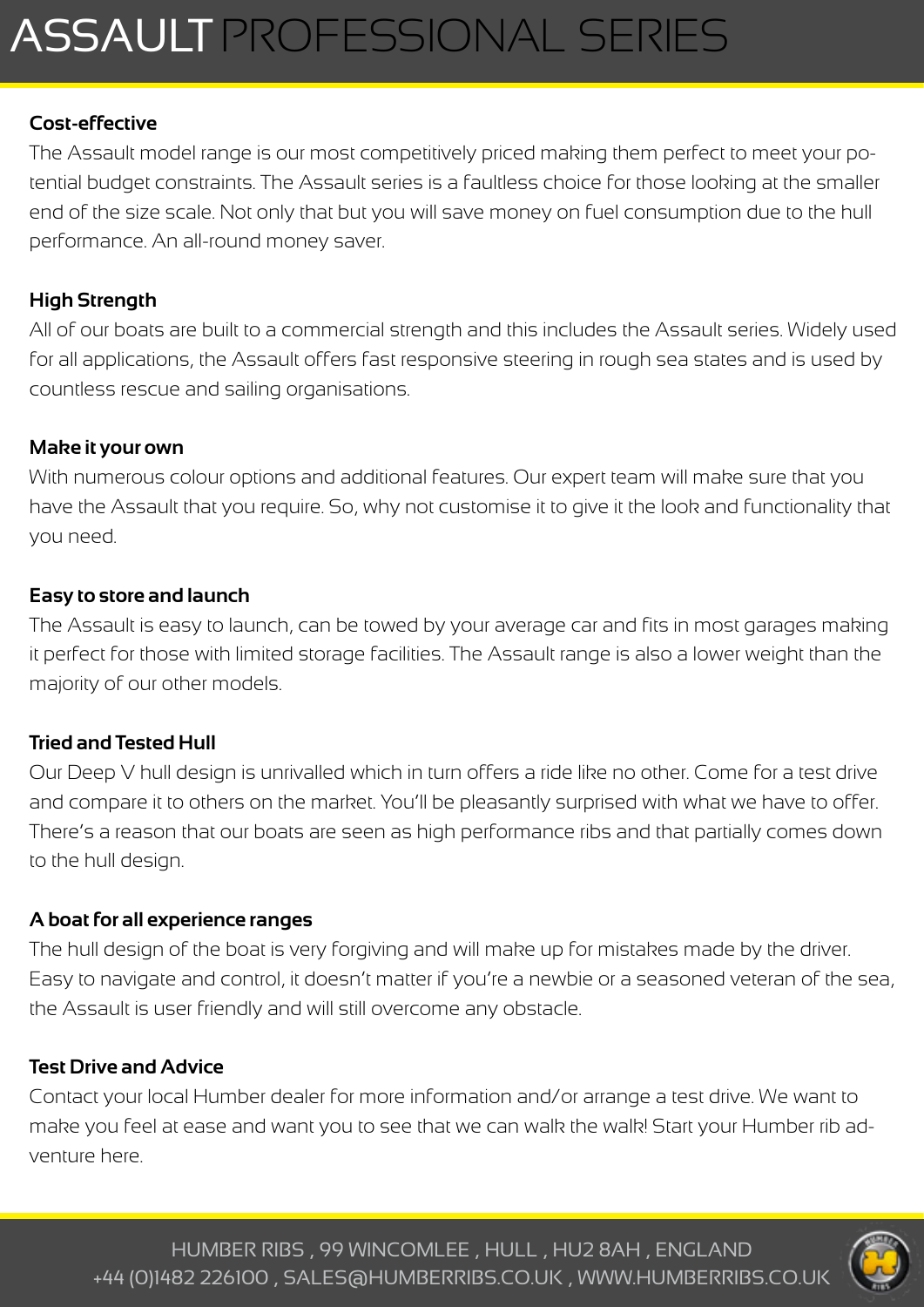# ASSAULT PROFESSIONAL SERIES

**Cost-effective**

The Assault model range is our most competitively priced making them perfect to meet your potential budget constraints. The Assault series is a faultless choice for those looking at the smaller end of the size scale. Not only that but you will save money on fuel consumption due to the hull performance. An all-round money saver.

**High Strength**

All of our boats are built to a commercial strength and this includes the Assault series. Widely used for all applications, the Assault offers fast responsive steering in rough sea states and is used by countless rescue and sailing organisations.

**Make it your own**

With numerous colour options and additional features. Our expert team will make sure that you have the Assault that you require. So, why not customise it to give it the look and functionality that you need.

**Easy to store and launch**

The Assault is easy to launch, can be towed by your average car and fits in most garages making it perfect for those with limited storage facilities. The Assault range is also a lower weight than the majority of our other models.

**Tried and Tested Hull**

Our Deep V hull design is unrivalled which in turn offers a ride like no other. Come for a test drive and compare it to others on the market. You'll be pleasantly surprised with what we have to offer. There's a reason that our boats are seen as high performance ribs and that partially comes down to the hull design.

**A boat for all experience ranges**

The hull design of the boat is very forgiving and will make up for mistakes made by the driver. Easy to navigate and control, it doesn't matter if you're a newbie or a seasoned veteran of the sea, the Assault is user friendly and will still overcome any obstacle.

**Test Drive and Advice**

Contact your local Humber dealer for more information and/or arrange a test drive. We want to make you feel at ease and want you to see that we can walk the walk! Start your Humber rib adventure here.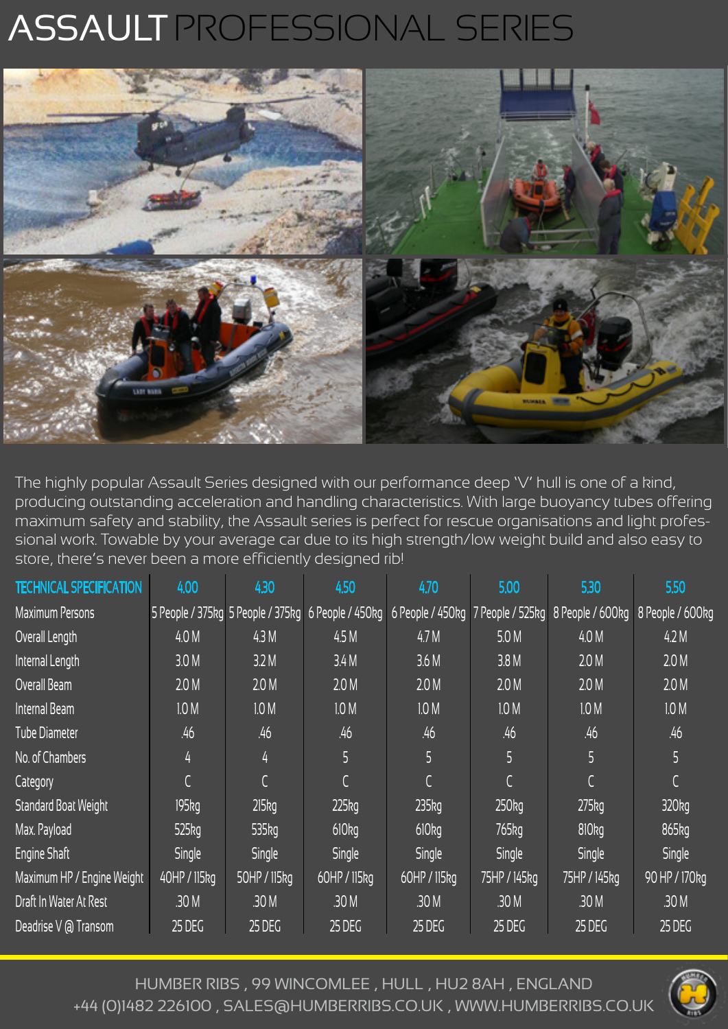# ASSAULT PROFESSIONAL SERIES

The highly popular Assault Series designed with our performance deep 'V' hull is one of a kind, producing outstanding acceleration and handling characteristics. With large buoyancy tubes offering maximum safety and stability, the Assault series is perfect for rescue organisations and light professional work. Towable by your average car due to its high strength/low weight build and also easy to store, there's never been a more efficiently designed rib!

| TECHNICAL SPECIFICATION | 4.00 | 4.30 | 4.50 | 4.70 | 5.00 | 5.30 | 5.50 |
|---|---|---|---|---|---|---|---|
| Maximum Persons | 5 People / 375kg | 5 People / 375kg | 6 People / 450kg | 6 People / 450kg | 7 People / 525kg | 8 People / 600kg | 8 People / 600kg |
| Overall Length | 4.0 M | 4.3 M | 4.5 M | 4.7 M | 5.0 M | 4.0 M | 4.2 M |
| Internal Length | 3.0 M | 3.2 M | 3.4 M | 3.6 M | 3.8 M | 2.0 M | 2.0 M |
| Overall Beam | 2.0 M | 2.0 M | 2.0 M | 2.0 M | 2.0 M | 2.0 M | 2.0 M |
| Internal Beam | 1.0 M | 1.0 M | 1.0 M | 1.0 M | 1.0 M | 1.0 M | 1.0 M |
| Tube Diameter | .46 | .46 | .46 | .46 | .46 | .46 | .46 |
| No. of Chambers | 4 | 4 | 5 | 5 | 5 | 5 | 5 |
| Category | C | C | C | C | C | C | C |
| Standard Boat Weight | 195kg | 215kg | 225kg | 235kg | 250kg | 275kg | 320kg |
| Max. Payload | 525kg | 535kg | 610kg | 610kg | 765kg | 810kg | 865kg |
| Engine Shaft | Single | Single | Single | Single | Single | Single | Single |
| Maximum HP / Engine Weight | 40HP / 115kg | 50HP / 115kg | 60HP / 115kg | 60HP / 115kg | 75HP / 145kg | 75HP / 145kg | 90 HP / 170kg |
| Draft In Water At Rest | .30 M | .30 M | .30 M | .30 M | .30 M | .30 M | .30 M |
| Deadrise V @ Transom | 25 DEG | 25 DEG | 25 DEG | 25 DEG | 25 DEG | 25 DEG | 25 DEG |

HUMBER RIBS , 99 WINCOMLEE , HULL , HU2 8AH , ENGLAND
+44 (0)1482 226100 , SALES@HUMBERRIBS.CO.UK , WWW.HUMBERRIBS.CO.UK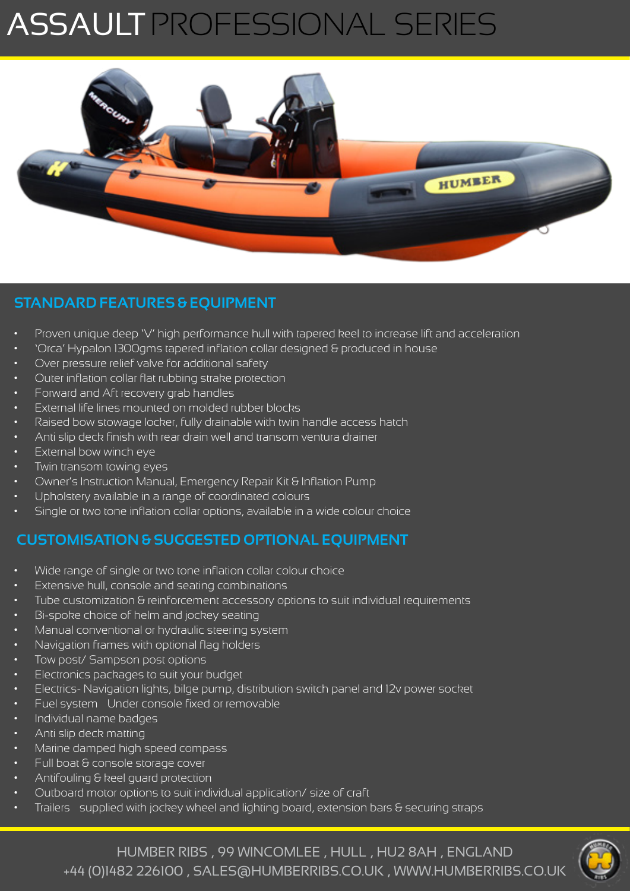# ASSAULT PROFESSIONAL SERIES

## STANDARD FEATURES & EQUIPMENT

- Proven unique deep 'V' high performance hull with tapered keel to increase lift and acceleration
- 'Orca' Hypalon 1300gms tapered inflation collar designed & produced in house
- Over pressure relief valve for additional safety
- Outer inflation collar flat rubbing strake protection
- Forward and Aft recovery grab handles
- External life lines mounted on molded rubber blocks
- Raised bow stowage locker, fully drainable with twin handle access hatch
- Anti slip deck finish with rear drain well and transom ventura drainer
- External bow winch eye
- Twin transom towing eyes
- Owner's Instruction Manual, Emergency Repair Kit & Inflation Pump
- Upholstery available in a range of coordinated colours
- Single or two tone inflation collar options, available in a wide colour choice

## CUSTOMISATION & SUGGESTED OPTIONAL EQUIPMENT

- Wide range of single or two tone inflation collar colour choice
- Extensive hull, console and seating combinations
- Tube customization & reinforcement accessory options to suit individual requirements
- Bi-spoke choice of helm and jockey seating
- Manual conventional or hydraulic steering system
- Navigation frames with optional flag holders
- Tow post/ Sampson post options
- Electronics packages to suit your budget
- Electrics- Navigation lights, bilge pump, distribution switch panel and 12v power socket
- Fuel system Under console fixed or removable
- Individual name badges
- Anti slip deck matting
- Marine damped high speed compass
- Full boat & console storage cover
- Antifouling & keel guard protection
- Outboard motor options to suit individual application/ size of craft
- Trailers supplied with jockey wheel and lighting board, extension bars & securing straps

HUMBER RIBS , 99 WINCOMLEE , HULL , HU2 8AH , ENGLAND
+44 (0)1482 226100 , SALES@HUMBERRIBS.CO.UK , WWW.HUMBERRIBS.CO.UK